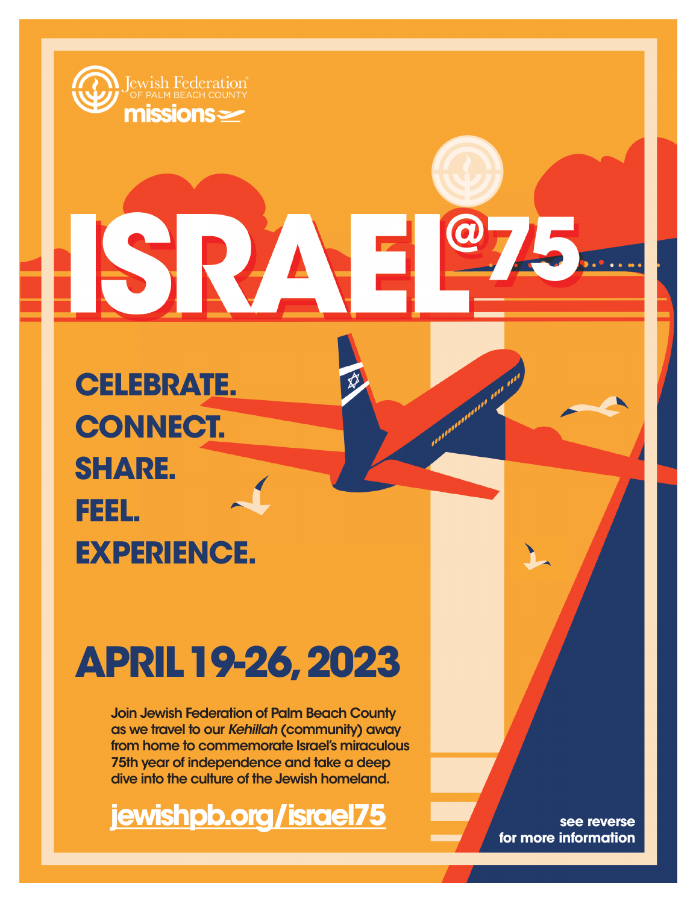Jewish Federation OF PALM BEACH COUNTY

missions

# ISRAEL@75

**CELEBRATE.**
**CONNECT.**
**SHARE.**
**FEEL.**
**EXPERIENCE.**

## APRIL 19-26, 2023

**Join Jewish Federation of Palm Beach County as we travel to our *Kehillah* (community) away from home to commemorate Israel's miraculous 75th year of independence and take a deep dive into the culture of the Jewish homeland.**

**jewishpb.org/israel75**

**see reverse for more information**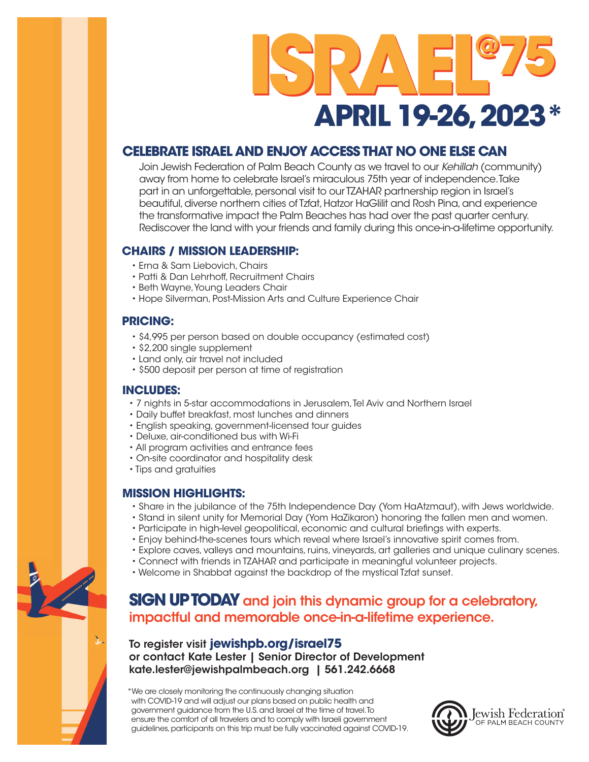# ISRAEL@75

## APRIL 19-26, 2023 *

### CELEBRATE ISRAEL AND ENJOY ACCESS THAT NO ONE ELSE CAN

Join Jewish Federation of Palm Beach County as we travel to our *Kehillah* (community) away from home to celebrate Israel's miraculous 75th year of independence. Take part in an unforgettable, personal visit to our TZAHAR partnership region in Israel's beautiful, diverse northern cities of Tzfat, Hatzor HaGlilit and Rosh Pina, and experience the transformative impact the Palm Beaches has had over the past quarter century. Rediscover the land with your friends and family during this once-in-a-lifetime opportunity.

### CHAIRS / MISSION LEADERSHIP:

- Erna & Sam Liebovich, Chairs
- Patti & Dan Lehrhoff, Recruitment Chairs
- Beth Wayne, Young Leaders Chair
- Hope Silverman, Post-Mission Arts and Culture Experience Chair

### PRICING:

- $4,995 per person based on double occupancy (estimated cost)
- $2,200 single supplement
- Land only, air travel not included
- $500 deposit per person at time of registration

### INCLUDES:

- 7 nights in 5-star accommodations in Jerusalem, Tel Aviv and Northern Israel
- Daily buffet breakfast, most lunches and dinners
- English speaking, government-licensed tour guides
- Deluxe, air-conditioned bus with Wi-Fi
- All program activities and entrance fees
- On-site coordinator and hospitality desk
- Tips and gratuities

### MISSION HIGHLIGHTS:

- Share in the jubilance of the 75th Independence Day (Yom HaAtzmaut), with Jews worldwide.
- Stand in silent unity for Memorial Day (Yom HaZikaron) honoring the fallen men and women.
- Participate in high-level geopolitical, economic and cultural briefings with experts.
- Enjoy behind-the-scenes tours which reveal where Israel's innovative spirit comes from.
- Explore caves, valleys and mountains, ruins, vineyards, art galleries and unique culinary scenes.
- Connect with friends in TZAHAR and participate in meaningful volunteer projects.
- Welcome in Shabbat against the backdrop of the mystical Tzfat sunset.

**SIGN UP TODAY** and join this dynamic group for a celebratory, impactful and memorable once-in-a-lifetime experience.

**To register visit jewishpb.org/israel75**
**or contact Kate Lester | Senior Director of Development**
**kate.lester@jewishpalmbeach.org | 561.242.6668**

*We are closely monitoring the continuously changing situation with COVID-19 and will adjust our plans based on public health and government guidance from the U.S. and Israel at the time of travel. To ensure the comfort of all travelers and to comply with Israeli government guidelines, participants on this trip must be fully vaccinated against COVID-19.

Jewish Federation® OF PALM BEACH COUNTY